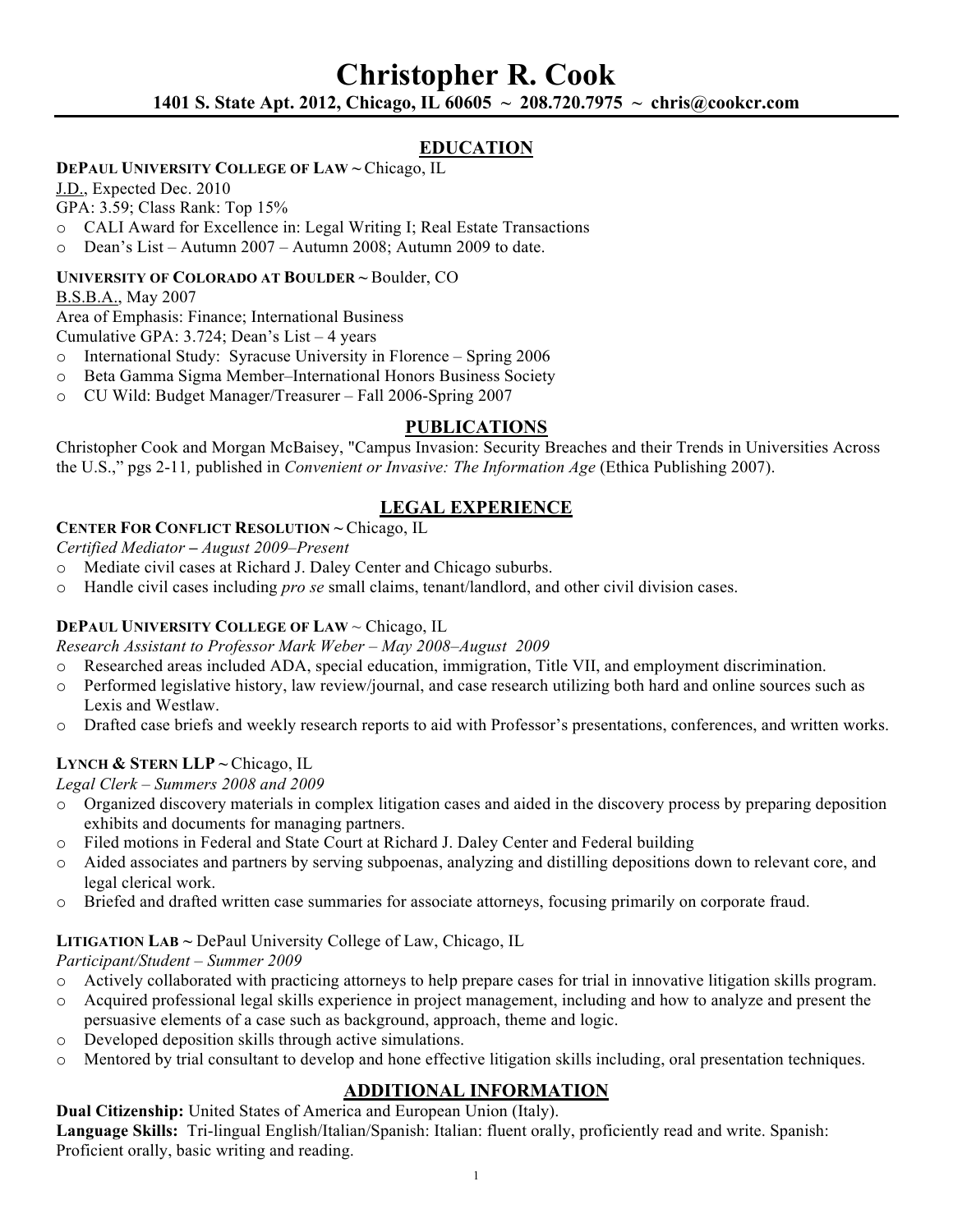# Christopher R. Cook

**1401 S. State Apt. 2012, Chicago, IL 60605 ~ 208.720.7975 ~ chris@cookcr.com**

## EDUCATION

**DEPAUL UNIVERSITY COLLEGE OF LAW ~** Chicago, IL

J.D., Expected Dec. 2010

GPA: 3.59; Class Rank: Top 15%

- CALI Award for Excellence in: Legal Writing I; Real Estate Transactions
- Dean's List – Autumn 2007 – Autumn 2008; Autumn 2009 to date.

**UNIVERSITY OF COLORADO AT BOULDER ~** Boulder, CO

B.S.B.A., May 2007

Area of Emphasis: Finance; International Business

Cumulative GPA: 3.724; Dean's List – 4 years

- International Study: Syracuse University in Florence – Spring 2006
- Beta Gamma Sigma Member–International Honors Business Society
- CU Wild: Budget Manager/Treasurer – Fall 2006-Spring 2007

## PUBLICATIONS

Christopher Cook and Morgan McBaisey, "Campus Invasion: Security Breaches and their Trends in Universities Across the U.S.," pgs 2-11, published in *Convenient or Invasive: The Information Age* (Ethica Publishing 2007).

## LEGAL EXPERIENCE

**CENTER FOR CONFLICT RESOLUTION ~** Chicago, IL

*Certified Mediator – August 2009–Present*

- Mediate civil cases at Richard J. Daley Center and Chicago suburbs.
- Handle civil cases including *pro se* small claims, tenant/landlord, and other civil division cases.

**DEPAUL UNIVERSITY COLLEGE OF LAW** ~ Chicago, IL

*Research Assistant to Professor Mark Weber – May 2008–August 2009*

- Researched areas included ADA, special education, immigration, Title VII, and employment discrimination.
- Performed legislative history, law review/journal, and case research utilizing both hard and online sources such as Lexis and Westlaw.
- Drafted case briefs and weekly research reports to aid with Professor's presentations, conferences, and written works.

**LYNCH & STERN LLP ~** Chicago, IL

*Legal Clerk – Summers 2008 and 2009*

- Organized discovery materials in complex litigation cases and aided in the discovery process by preparing deposition exhibits and documents for managing partners.
- Filed motions in Federal and State Court at Richard J. Daley Center and Federal building
- Aided associates and partners by serving subpoenas, analyzing and distilling depositions down to relevant core, and legal clerical work.
- Briefed and drafted written case summaries for associate attorneys, focusing primarily on corporate fraud.

**LITIGATION LAB ~** DePaul University College of Law, Chicago, IL

*Participant/Student – Summer 2009*

- Actively collaborated with practicing attorneys to help prepare cases for trial in innovative litigation skills program.
- Acquired professional legal skills experience in project management, including and how to analyze and present the persuasive elements of a case such as background, approach, theme and logic.
- Developed deposition skills through active simulations.
- Mentored by trial consultant to develop and hone effective litigation skills including, oral presentation techniques.

## ADDITIONAL INFORMATION

**Dual Citizenship:** United States of America and European Union (Italy).

**Language Skills:** Tri-lingual English/Italian/Spanish: Italian: fluent orally, proficiently read and write. Spanish: Proficient orally, basic writing and reading.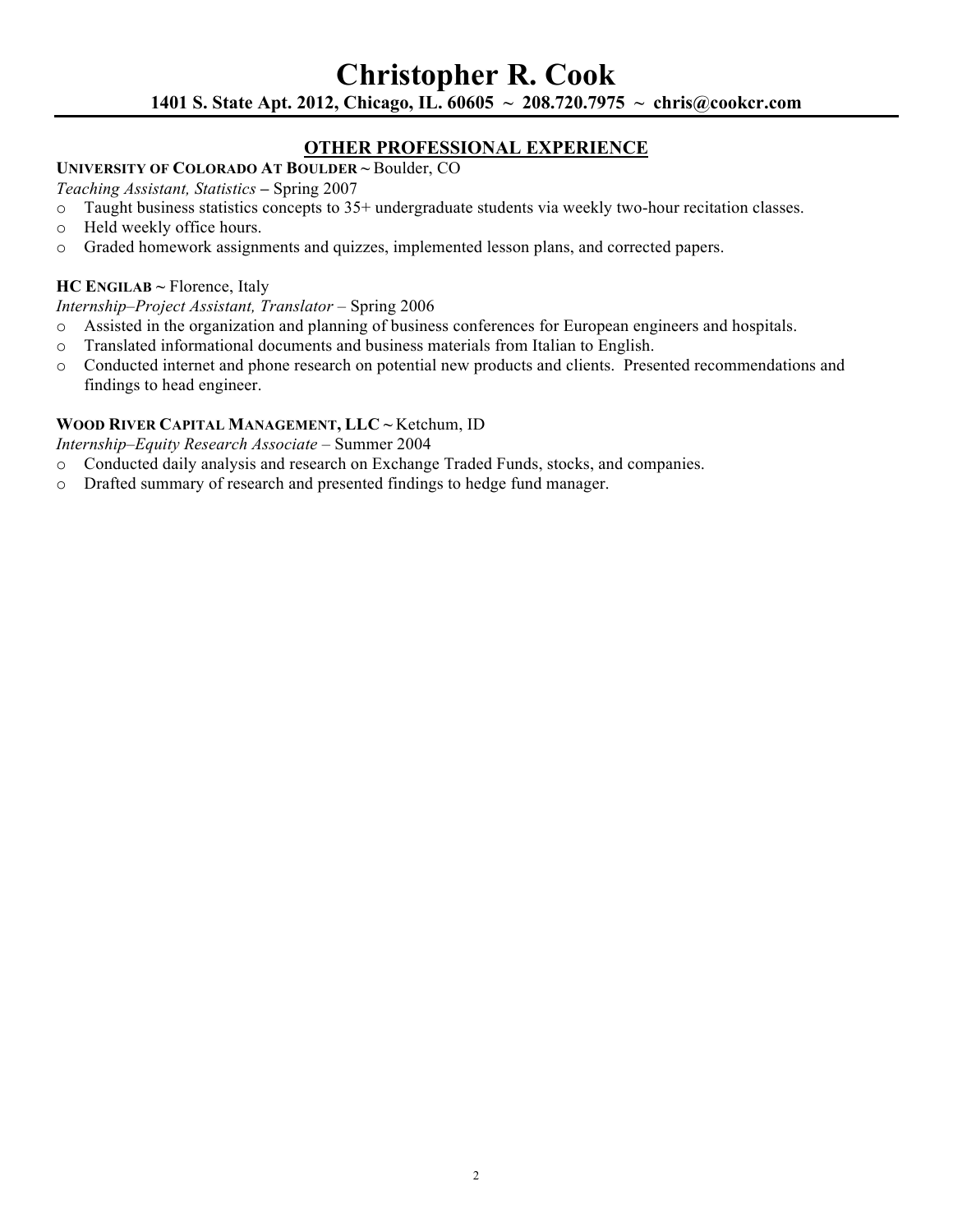# Christopher R. Cook

**1401 S. State Apt. 2012, Chicago, IL. 60605 ~ 208.720.7975 ~ chris@cookcr.com**

## OTHER PROFESSIONAL EXPERIENCE

**UNIVERSITY OF COLORADO AT BOULDER ~** Boulder, CO

*Teaching Assistant, Statistics* **–** Spring 2007

- Taught business statistics concepts to 35+ undergraduate students via weekly two-hour recitation classes.
- Held weekly office hours.
- Graded homework assignments and quizzes, implemented lesson plans, and corrected papers.

**HC ENGILAB ~** Florence, Italy

*Internship–Project Assistant, Translator* – Spring 2006

- Assisted in the organization and planning of business conferences for European engineers and hospitals.
- Translated informational documents and business materials from Italian to English.
- Conducted internet and phone research on potential new products and clients. Presented recommendations and findings to head engineer.

**WOOD RIVER CAPITAL MANAGEMENT, LLC ~** Ketchum, ID

*Internship–Equity Research Associate* – Summer 2004

- Conducted daily analysis and research on Exchange Traded Funds, stocks, and companies.
- Drafted summary of research and presented findings to hedge fund manager.